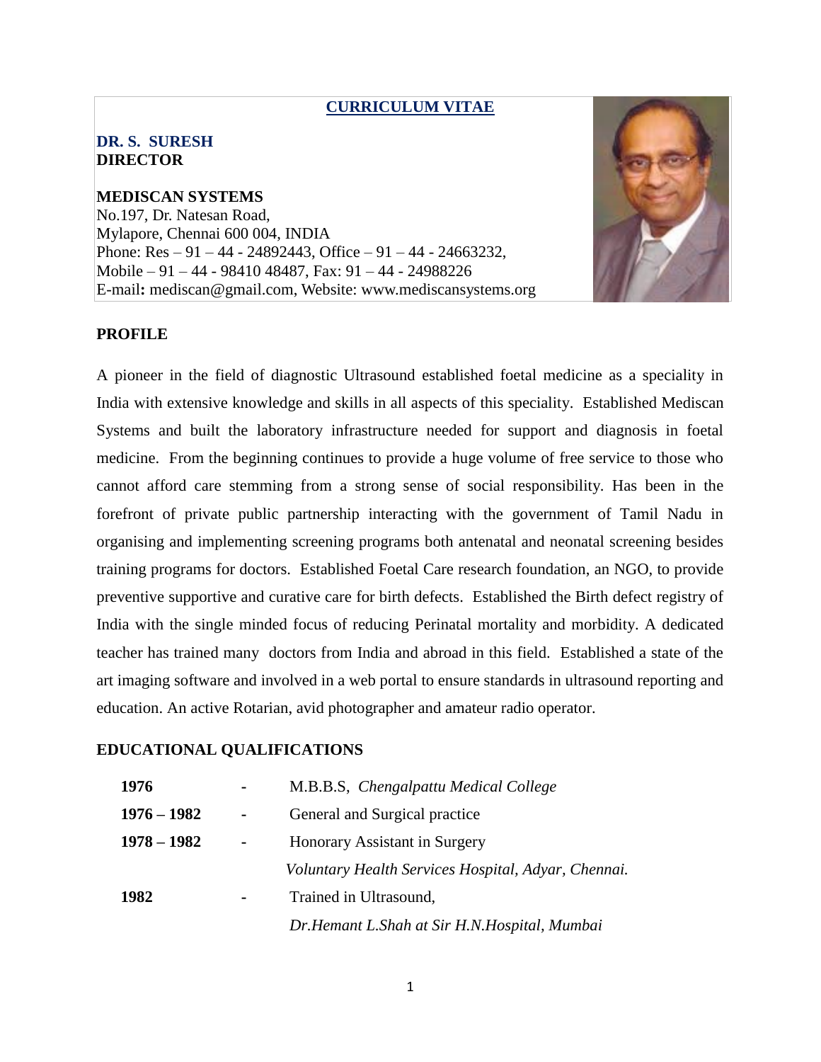# CURRICULUM VITAE

**DR. S. SURESH**
**DIRECTOR**

**MEDISCAN SYSTEMS**
No.197, Dr. Natesan Road,
Mylapore, Chennai 600 004, INDIA
Phone: Res – 91 – 44 - 24892443, Office – 91 – 44 - 24663232,
Mobile – 91 – 44 - 98410 48487, Fax: 91 – 44 - 24988226
E-mail**:** mediscan@gmail.com, Website: www.mediscansystems.org

## PROFILE

A pioneer in the field of diagnostic Ultrasound established foetal medicine as a speciality in India with extensive knowledge and skills in all aspects of this speciality. Established Mediscan Systems and built the laboratory infrastructure needed for support and diagnosis in foetal medicine. From the beginning continues to provide a huge volume of free service to those who cannot afford care stemming from a strong sense of social responsibility. Has been in the forefront of private public partnership interacting with the government of Tamil Nadu in organising and implementing screening programs both antenatal and neonatal screening besides training programs for doctors. Established Foetal Care research foundation, an NGO, to provide preventive supportive and curative care for birth defects. Established the Birth defect registry of India with the single minded focus of reducing Perinatal mortality and morbidity. A dedicated teacher has trained many doctors from India and abroad in this field. Established a state of the art imaging software and involved in a web portal to ensure standards in ultrasound reporting and education. An active Rotarian, avid photographer and amateur radio operator.

## EDUCATIONAL QUALIFICATIONS

| | | |
|---|---|---|
| **1976** | - | M.B.B.S, *Chengalpattu Medical College* |
| **1976 – 1982** | - | General and Surgical practice |
| **1978 – 1982** | - | Honorary Assistant in Surgery<br>*Voluntary Health Services Hospital, Adyar, Chennai.* |
| **1982** | - | Trained in Ultrasound,<br>*Dr.Hemant L.Shah at Sir H.N.Hospital, Mumbai* |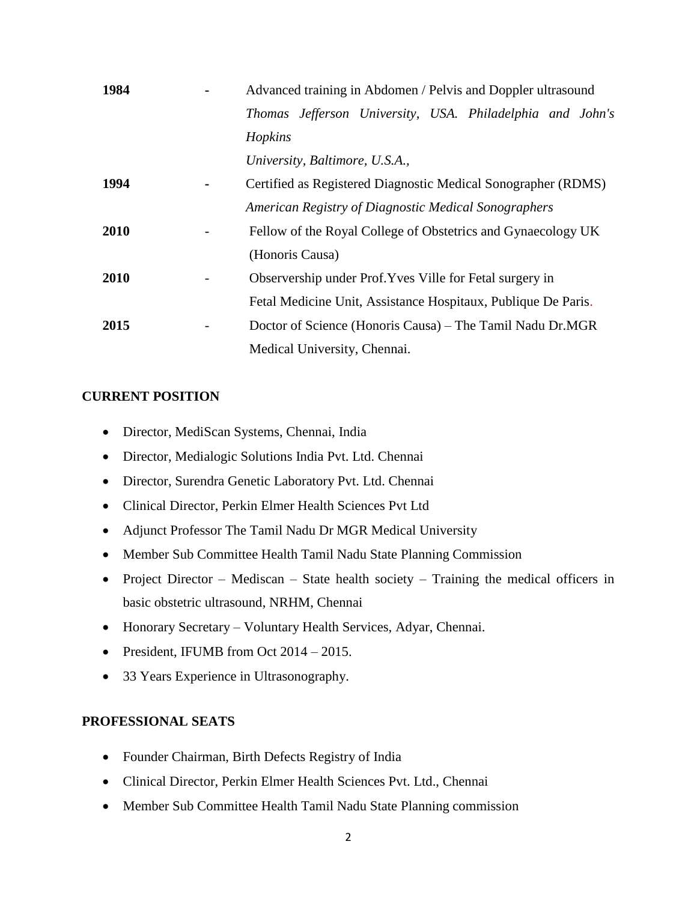| | | |
|---|---|---|
| **1984** | **-** | Advanced training in Abdomen / Pelvis and Doppler ultrasound<br>*Thomas Jefferson University, USA. Philadelphia and John's Hopkins*<br>*University, Baltimore, U.S.A.,* |
| **1994** | **-** | Certified as Registered Diagnostic Medical Sonographer (RDMS)<br>*American Registry of Diagnostic Medical Sonographers* |
| **2010** | - | Fellow of the Royal College of Obstetrics and Gynaecology UK (Honoris Causa) |
| **2010** | - | Observership under Prof.Yves Ville for Fetal surgery in Fetal Medicine Unit, Assistance Hospitaux, Publique De Paris. |
| **2015** | - | Doctor of Science (Honoris Causa) – The Tamil Nadu Dr.MGR Medical University, Chennai. |

**CURRENT POSITION**

- Director, MediScan Systems, Chennai, India
- Director, Medialogic Solutions India Pvt. Ltd. Chennai
- Director, Surendra Genetic Laboratory Pvt. Ltd. Chennai
- Clinical Director, Perkin Elmer Health Sciences Pvt Ltd
- Adjunct Professor The Tamil Nadu Dr MGR Medical University
- Member Sub Committee Health Tamil Nadu State Planning Commission
- Project Director – Mediscan – State health society – Training the medical officers in basic obstetric ultrasound, NRHM, Chennai
- Honorary Secretary – Voluntary Health Services, Adyar, Chennai.
- President, IFUMB from Oct 2014 – 2015.
- 33 Years Experience in Ultrasonography.

**PROFESSIONAL SEATS**

- Founder Chairman, Birth Defects Registry of India
- Clinical Director, Perkin Elmer Health Sciences Pvt. Ltd., Chennai
- Member Sub Committee Health Tamil Nadu State Planning commission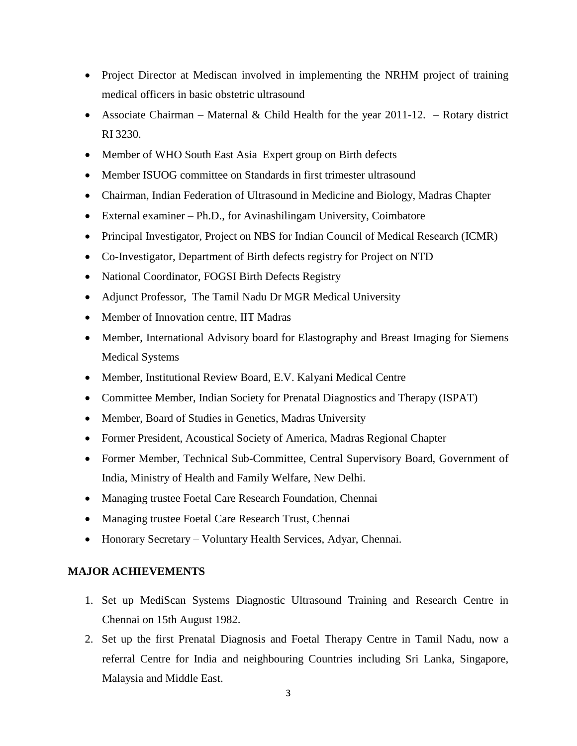- Project Director at Mediscan involved in implementing the NRHM project of training medical officers in basic obstetric ultrasound
- Associate Chairman – Maternal & Child Health for the year 2011-12. – Rotary district RI 3230.
- Member of WHO South East Asia Expert group on Birth defects
- Member ISUOG committee on Standards in first trimester ultrasound
- Chairman, Indian Federation of Ultrasound in Medicine and Biology, Madras Chapter
- External examiner – Ph.D., for Avinashilingam University, Coimbatore
- Principal Investigator, Project on NBS for Indian Council of Medical Research (ICMR)
- Co-Investigator, Department of Birth defects registry for Project on NTD
- National Coordinator, FOGSI Birth Defects Registry
- Adjunct Professor, The Tamil Nadu Dr MGR Medical University
- Member of Innovation centre, IIT Madras
- Member, International Advisory board for Elastography and Breast Imaging for Siemens Medical Systems
- Member, Institutional Review Board, E.V. Kalyani Medical Centre
- Committee Member, Indian Society for Prenatal Diagnostics and Therapy (ISPAT)
- Member, Board of Studies in Genetics, Madras University
- Former President, Acoustical Society of America, Madras Regional Chapter
- Former Member, Technical Sub-Committee, Central Supervisory Board, Government of India, Ministry of Health and Family Welfare, New Delhi.
- Managing trustee Foetal Care Research Foundation, Chennai
- Managing trustee Foetal Care Research Trust, Chennai
- Honorary Secretary – Voluntary Health Services, Adyar, Chennai.

## MAJOR ACHIEVEMENTS

1. Set up MediScan Systems Diagnostic Ultrasound Training and Research Centre in Chennai on 15th August 1982.
2. Set up the first Prenatal Diagnosis and Foetal Therapy Centre in Tamil Nadu, now a referral Centre for India and neighbouring Countries including Sri Lanka, Singapore, Malaysia and Middle East.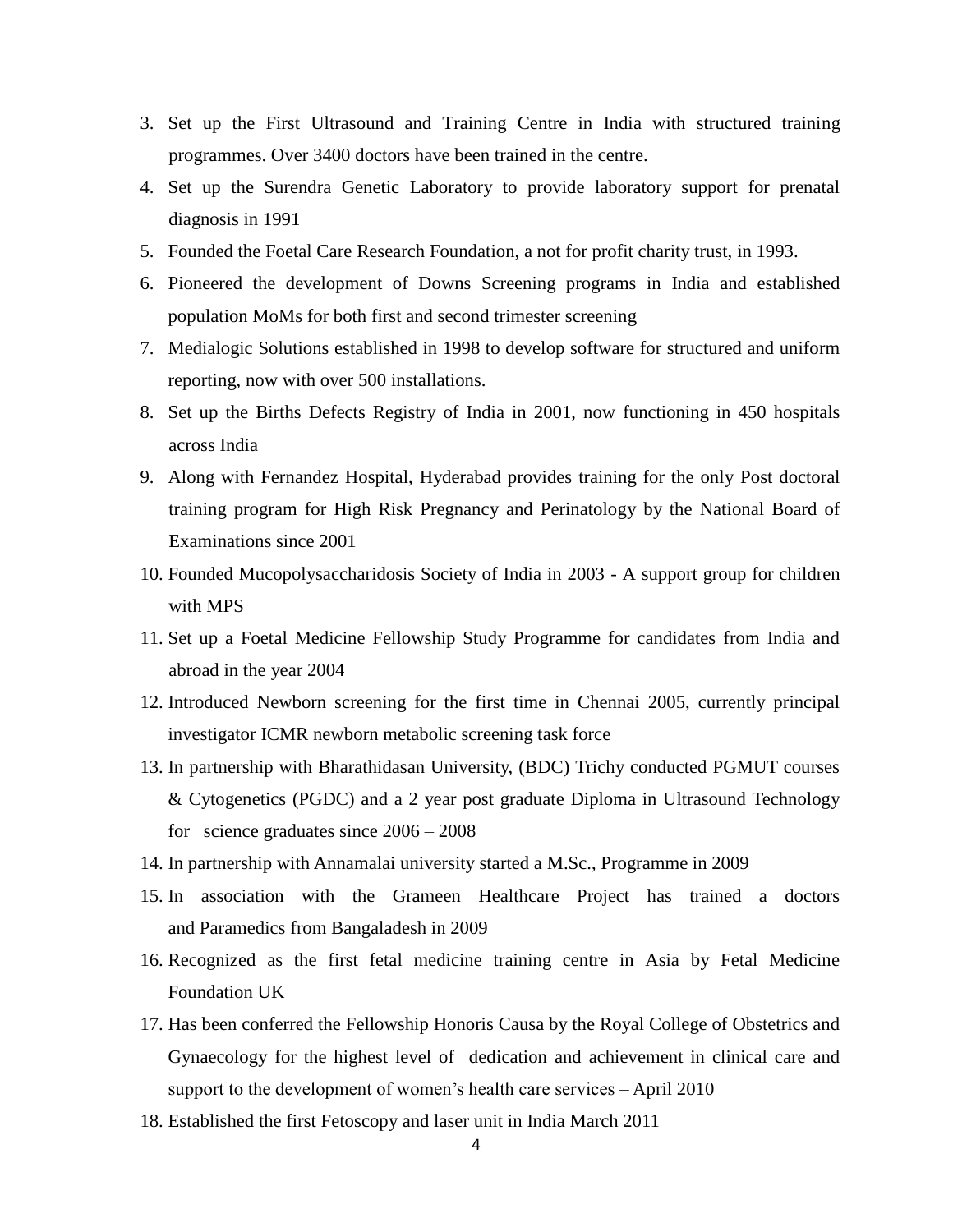3. Set up the First Ultrasound and Training Centre in India with structured training programmes. Over 3400 doctors have been trained in the centre.
4. Set up the Surendra Genetic Laboratory to provide laboratory support for prenatal diagnosis in 1991
5. Founded the Foetal Care Research Foundation, a not for profit charity trust, in 1993.
6. Pioneered the development of Downs Screening programs in India and established population MoMs for both first and second trimester screening
7. Medialogic Solutions established in 1998 to develop software for structured and uniform reporting, now with over 500 installations.
8. Set up the Births Defects Registry of India in 2001, now functioning in 450 hospitals across India
9. Along with Fernandez Hospital, Hyderabad provides training for the only Post doctoral training program for High Risk Pregnancy and Perinatology by the National Board of Examinations since 2001
10. Founded Mucopolysaccharidosis Society of India in 2003 - A support group for children with MPS
11. Set up a Foetal Medicine Fellowship Study Programme for candidates from India and abroad in the year 2004
12. Introduced Newborn screening for the first time in Chennai 2005, currently principal investigator ICMR newborn metabolic screening task force
13. In partnership with Bharathidasan University, (BDC) Trichy conducted PGMUT courses & Cytogenetics (PGDC) and a 2 year post graduate Diploma in Ultrasound Technology for science graduates since 2006 – 2008
14. In partnership with Annamalai university started a M.Sc., Programme in 2009
15. In association with the Grameen Healthcare Project has trained a doctors and Paramedics from Bangaladesh in 2009
16. Recognized as the first fetal medicine training centre in Asia by Fetal Medicine Foundation UK
17. Has been conferred the Fellowship Honoris Causa by the Royal College of Obstetrics and Gynaecology for the highest level of dedication and achievement in clinical care and support to the development of women's health care services – April 2010
18. Established the first Fetoscopy and laser unit in India March 2011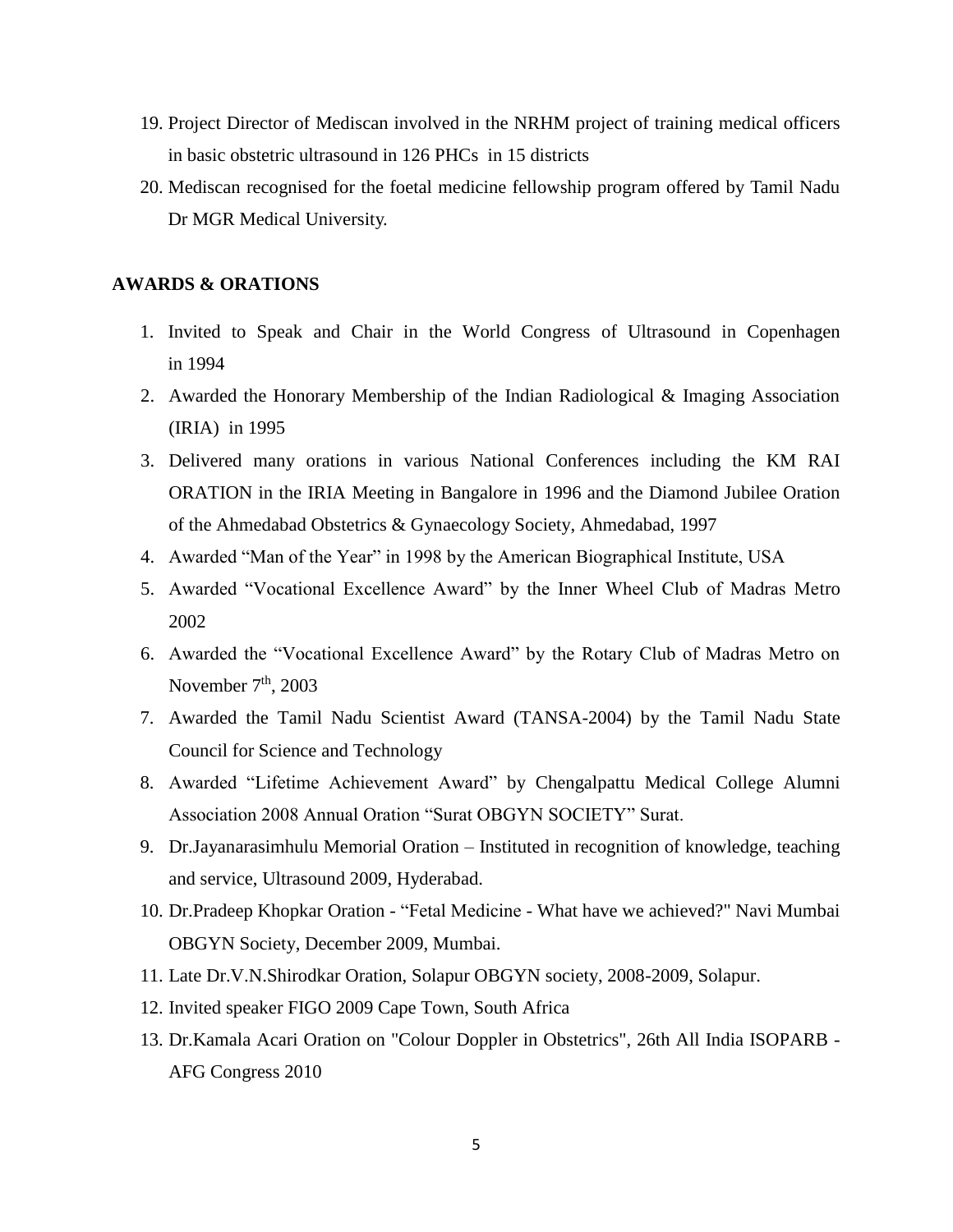19. Project Director of Mediscan involved in the NRHM project of training medical officers in basic obstetric ultrasound in 126 PHCs in 15 districts
20. Mediscan recognised for the foetal medicine fellowship program offered by Tamil Nadu Dr MGR Medical University.

## AWARDS & ORATIONS

1. Invited to Speak and Chair in the World Congress of Ultrasound in Copenhagen in 1994
2. Awarded the Honorary Membership of the Indian Radiological & Imaging Association (IRIA) in 1995
3. Delivered many orations in various National Conferences including the KM RAI ORATION in the IRIA Meeting in Bangalore in 1996 and the Diamond Jubilee Oration of the Ahmedabad Obstetrics & Gynaecology Society, Ahmedabad, 1997
4. Awarded "Man of the Year" in 1998 by the American Biographical Institute, USA
5. Awarded "Vocational Excellence Award" by the Inner Wheel Club of Madras Metro 2002
6. Awarded the "Vocational Excellence Award" by the Rotary Club of Madras Metro on November 7th, 2003
7. Awarded the Tamil Nadu Scientist Award (TANSA-2004) by the Tamil Nadu State Council for Science and Technology
8. Awarded "Lifetime Achievement Award" by Chengalpattu Medical College Alumni Association 2008 Annual Oration "Surat OBGYN SOCIETY" Surat.
9. Dr.Jayanarasimhulu Memorial Oration – Instituted in recognition of knowledge, teaching and service, Ultrasound 2009, Hyderabad.
10. Dr.Pradeep Khopkar Oration - "Fetal Medicine - What have we achieved?" Navi Mumbai OBGYN Society, December 2009, Mumbai.
11. Late Dr.V.N.Shirodkar Oration, Solapur OBGYN society, 2008-2009, Solapur.
12. Invited speaker FIGO 2009 Cape Town, South Africa
13. Dr.Kamala Acari Oration on "Colour Doppler in Obstetrics", 26th All India ISOPARB - AFG Congress 2010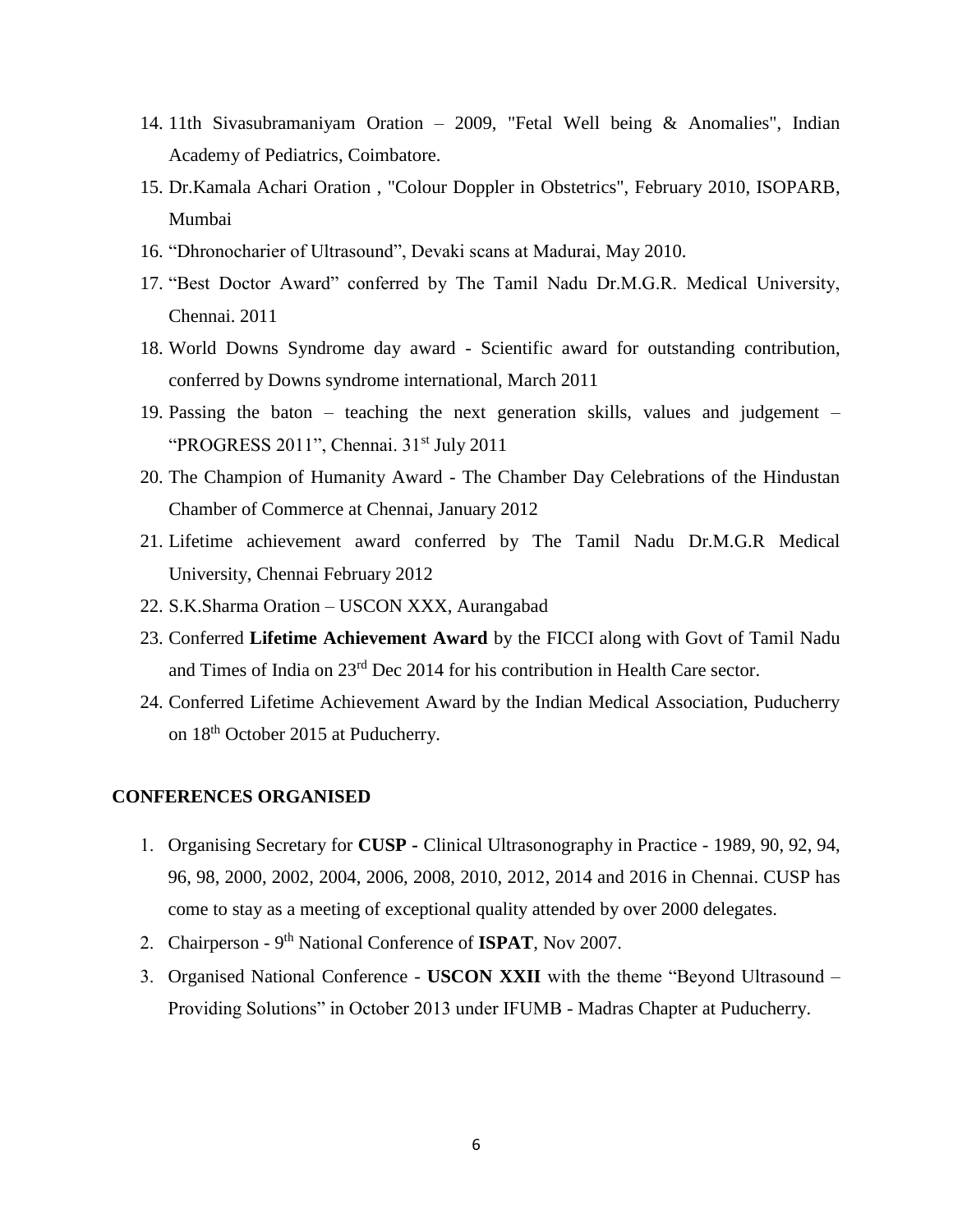14. 11th Sivasubramaniyam Oration – 2009, "Fetal Well being & Anomalies", Indian Academy of Pediatrics, Coimbatore.
15. Dr.Kamala Achari Oration , "Colour Doppler in Obstetrics", February 2010, ISOPARB, Mumbai
16. “Dhronocharier of Ultrasound”, Devaki scans at Madurai, May 2010.
17. “Best Doctor Award” conferred by The Tamil Nadu Dr.M.G.R. Medical University, Chennai. 2011
18. World Downs Syndrome day award - Scientific award for outstanding contribution, conferred by Downs syndrome international, March 2011
19. Passing the baton – teaching the next generation skills, values and judgement – “PROGRESS 2011”, Chennai. 31st July 2011
20. The Champion of Humanity Award - The Chamber Day Celebrations of the Hindustan Chamber of Commerce at Chennai, January 2012
21. Lifetime achievement award conferred by The Tamil Nadu Dr.M.G.R Medical University, Chennai February 2012
22. S.K.Sharma Oration – USCON XXX, Aurangabad
23. Conferred **Lifetime Achievement Award** by the FICCI along with Govt of Tamil Nadu and Times of India on 23rd Dec 2014 for his contribution in Health Care sector.
24. Conferred Lifetime Achievement Award by the Indian Medical Association, Puducherry on 18th October 2015 at Puducherry.

## CONFERENCES ORGANISED

1. Organising Secretary for **CUSP -** Clinical Ultrasonography in Practice - 1989, 90, 92, 94, 96, 98, 2000, 2002, 2004, 2006, 2008, 2010, 2012, 2014 and 2016 in Chennai. CUSP has come to stay as a meeting of exceptional quality attended by over 2000 delegates.
2. Chairperson - 9th National Conference of **ISPAT**, Nov 2007.
3. Organised National Conference - **USCON XXII** with the theme “Beyond Ultrasound – Providing Solutions” in October 2013 under IFUMB - Madras Chapter at Puducherry.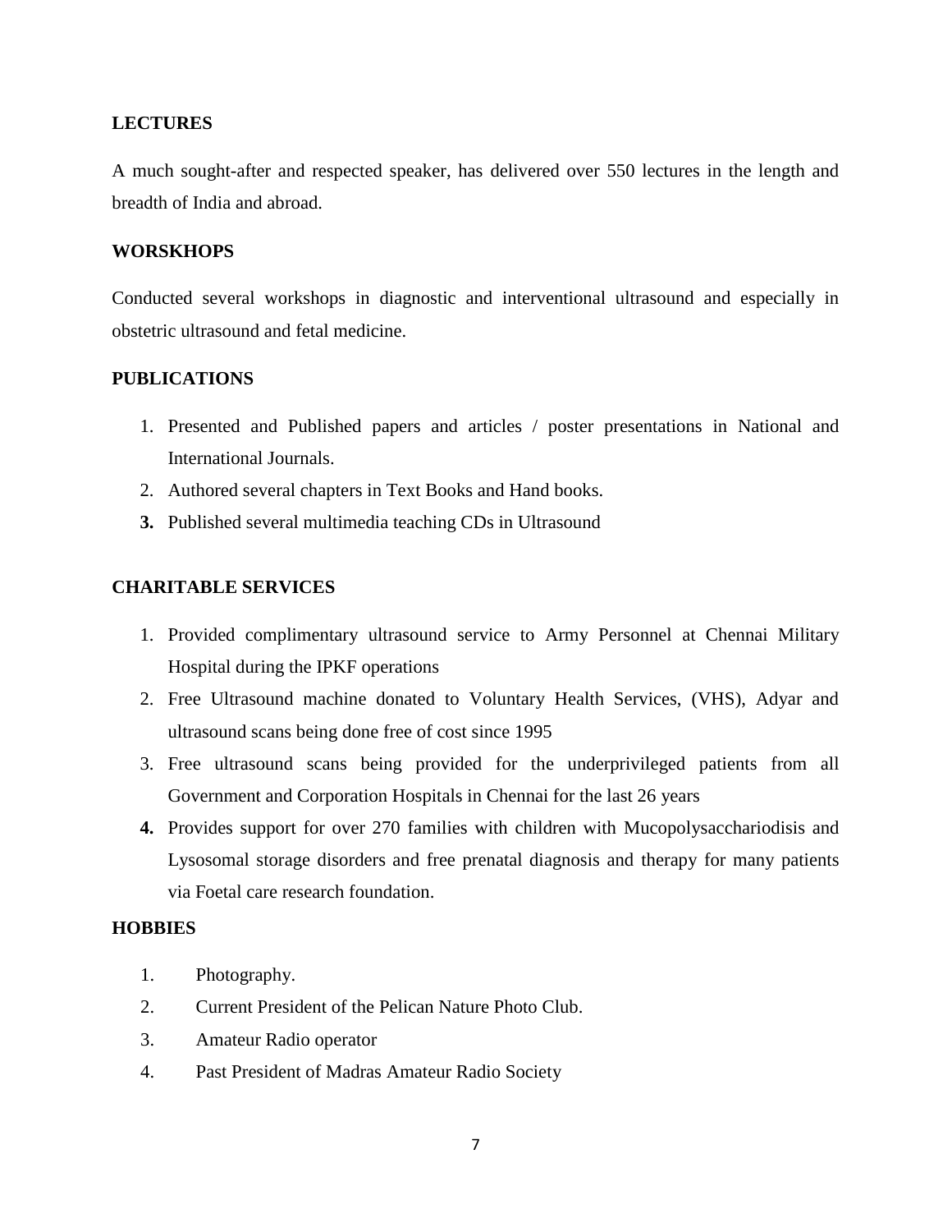**LECTURES**

A much sought-after and respected speaker, has delivered over 550 lectures in the length and breadth of India and abroad.

**WORSKHOPS**

Conducted several workshops in diagnostic and interventional ultrasound and especially in obstetric ultrasound and fetal medicine.

**PUBLICATIONS**

1. Presented and Published papers and articles / poster presentations in National and International Journals.
2. Authored several chapters in Text Books and Hand books.
3. Published several multimedia teaching CDs in Ultrasound

**CHARITABLE SERVICES**

1. Provided complimentary ultrasound service to Army Personnel at Chennai Military Hospital during the IPKF operations
2. Free Ultrasound machine donated to Voluntary Health Services, (VHS), Adyar and ultrasound scans being done free of cost since 1995
3. Free ultrasound scans being provided for the underprivileged patients from all Government and Corporation Hospitals in Chennai for the last 26 years
4. Provides support for over 270 families with children with Mucopolysacchariodisis and Lysosomal storage disorders and free prenatal diagnosis and therapy for many patients via Foetal care research foundation.

**HOBBIES**

1. Photography.
2. Current President of the Pelican Nature Photo Club.
3. Amateur Radio operator
4. Past President of Madras Amateur Radio Society